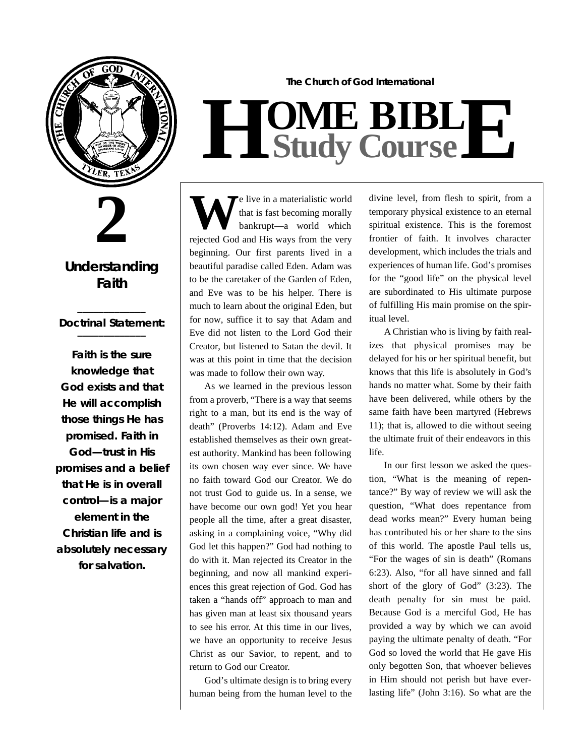The Church of God International

# HOME BIBLE Study Course

# 2

## Understanding Faith

**Doctrinal Statement:**

***Faith is the sure knowledge that God exists and that He will accomplish those things He has promised. Faith in God—trust in His promises and a belief that He is in overall control—is a major element in the Christian life and is absolutely necessary for salvation.***

We live in a materialistic world that is fast becoming morally bankrupt—a world which rejected God and His ways from the very beginning. Our first parents lived in a beautiful paradise called Eden. Adam was to be the caretaker of the Garden of Eden, and Eve was to be his helper. There is much to learn about the original Eden, but for now, suffice it to say that Adam and Eve did not listen to the Lord God their Creator, but listened to Satan the devil. It was at this point in time that the decision was made to follow their own way.

As we learned in the previous lesson from a proverb, "There is a way that seems right to a man, but its end is the way of death" (Proverbs 14:12). Adam and Eve established themselves as their own greatest authority. Mankind has been following its own chosen way ever since. We have no faith toward God our Creator. We do not trust God to guide us. In a sense, we have become our own god! Yet you hear people all the time, after a great disaster, asking in a complaining voice, "Why did God let this happen?" God had nothing to do with it. Man rejected its Creator in the beginning, and now all mankind experiences this great rejection of God. God has taken a "hands off" approach to man and has given man at least six thousand years to see his error. At this time in our lives, we have an opportunity to receive Jesus Christ as our Savior, to repent, and to return to God our Creator.

God's ultimate design is to bring every human being from the human level to the divine level, from flesh to spirit, from a temporary physical existence to an eternal spiritual existence. This is the foremost frontier of faith. It involves character development, which includes the trials and experiences of human life. God's promises for the "good life" on the physical level are subordinated to His ultimate purpose of fulfilling His main promise on the spiritual level.

A Christian who is living by faith realizes that physical promises may be delayed for his or her spiritual benefit, but knows that this life is absolutely in God's hands no matter what. Some by their faith have been delivered, while others by the same faith have been martyred (Hebrews 11); that is, allowed to die without seeing the ultimate fruit of their endeavors in this life.

In our first lesson we asked the question, "What is the meaning of repentance?" By way of review we will ask the question, "What does repentance from dead works mean?" Every human being has contributed his or her share to the sins of this world. The apostle Paul tells us, "For the wages of sin is death" (Romans 6:23). Also, "for all have sinned and fall short of the glory of God" (3:23). The death penalty for sin must be paid. Because God is a merciful God, He has provided a way by which we can avoid paying the ultimate penalty of death. "For God so loved the world that He gave His only begotten Son, that whoever believes in Him should not perish but have everlasting life" (John 3:16). So what are the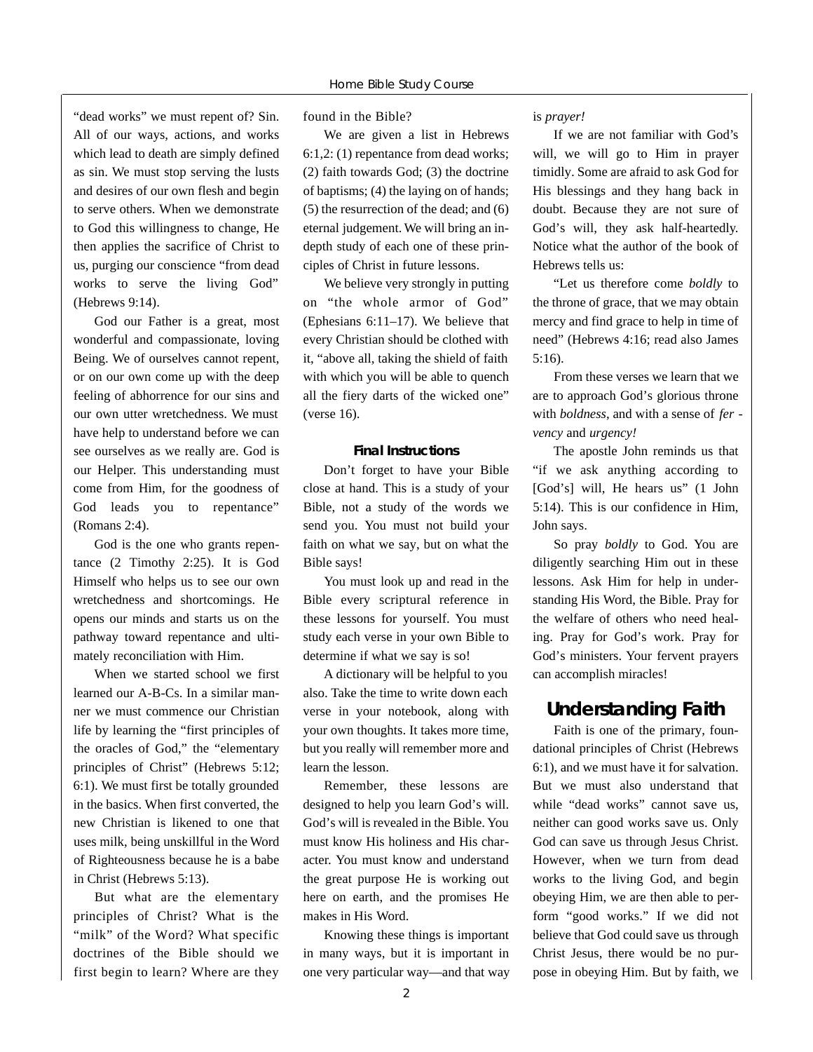"dead works" we must repent of? Sin. All of our ways, actions, and works which lead to death are simply defined as sin. We must stop serving the lusts and desires of our own flesh and begin to serve others. When we demonstrate to God this willingness to change, He then applies the sacrifice of Christ to us, purging our conscience "from dead works to serve the living God" (Hebrews 9:14).

God our Father is a great, most wonderful and compassionate, loving Being. We of ourselves cannot repent, or on our own come up with the deep feeling of abhorrence for our sins and our own utter wretchedness. We must have help to understand before we can see ourselves as we really are. God is our Helper. This understanding must come from Him, for the goodness of God leads you to repentance" (Romans 2:4).

God is the one who grants repentance (2 Timothy 2:25). It is God Himself who helps us to see our own wretchedness and shortcomings. He opens our minds and starts us on the pathway toward repentance and ultimately reconciliation with Him.

When we started school we first learned our A-B-Cs. In a similar manner we must commence our Christian life by learning the "first principles of the oracles of God," the "elementary principles of Christ" (Hebrews 5:12; 6:1). We must first be totally grounded in the basics. When first converted, the new Christian is likened to one that uses milk, being unskillful in the Word of Righteousness because he is a babe in Christ (Hebrews 5:13).

But what are the elementary principles of Christ? What is the "milk" of the Word? What specific doctrines of the Bible should we first begin to learn? Where are they found in the Bible?

We are given a list in Hebrews 6:1,2: (1) repentance from dead works; (2) faith towards God; (3) the doctrine of baptisms; (4) the laying on of hands; (5) the resurrection of the dead; and (6) eternal judgement. We will bring an in-depth study of each one of these principles of Christ in future lessons.

We believe very strongly in putting on "the whole armor of God" (Ephesians 6:11–17). We believe that every Christian should be clothed with it, "above all, taking the shield of faith with which you will be able to quench all the fiery darts of the wicked one" (verse 16).

### Final Instructions

Don't forget to have your Bible close at hand. This is a study of your Bible, not a study of the words we send you. You must not build your faith on what we say, but on what the Bible says!

You must look up and read in the Bible every scriptural reference in these lessons for yourself. You must study each verse in your own Bible to determine if what we say is so!

A dictionary will be helpful to you also. Take the time to write down each verse in your notebook, along with your own thoughts. It takes more time, but you really will remember more and learn the lesson.

Remember, these lessons are designed to help you learn God's will. God's will is revealed in the Bible. You must know His holiness and His character. You must know and understand the great purpose He is working out here on earth, and the promises He makes in His Word.

Knowing these things is important in many ways, but it is important in one very particular way—and that way is *prayer!*

If we are not familiar with God's will, we will go to Him in prayer timidly. Some are afraid to ask God for His blessings and they hang back in doubt. Because they are not sure of God's will, they ask half-heartedly. Notice what the author of the book of Hebrews tells us:

"Let us therefore come *boldly* to the throne of grace, that we may obtain mercy and find grace to help in time of need" (Hebrews 4:16; read also James 5:16).

From these verses we learn that we are to approach God's glorious throne with *boldness*, and with a sense of *fervency* and *urgency!*

The apostle John reminds us that "if we ask anything according to [God's] will, He hears us" (1 John 5:14). This is our confidence in Him, John says.

So pray *boldly* to God. You are diligently searching Him out in these lessons. Ask Him for help in understanding His Word, the Bible. Pray for the welfare of others who need healing. Pray for God's work. Pray for God's ministers. Your fervent prayers can accomplish miracles!

## Understanding Faith

Faith is one of the primary, foundational principles of Christ (Hebrews 6:1), and we must have it for salvation. But we must also understand that while "dead works" cannot save us, neither can good works save us. Only God can save us through Jesus Christ. However, when we turn from dead works to the living God, and begin obeying Him, we are then able to perform "good works." If we did not believe that God could save us through Christ Jesus, there would be no purpose in obeying Him. But by faith, we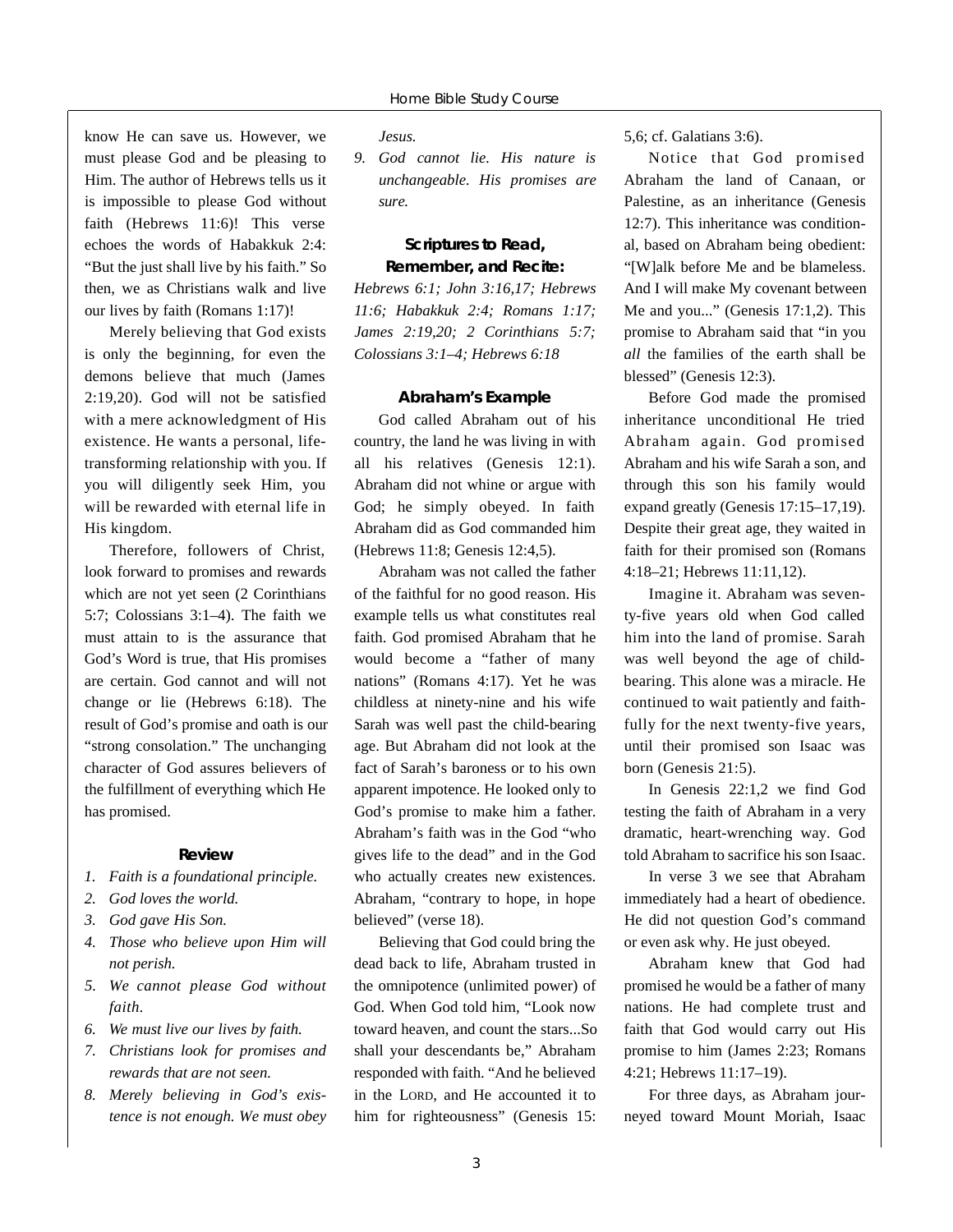know He can save us. However, we must please God and be pleasing to Him. The author of Hebrews tells us it is impossible to please God without faith (Hebrews 11:6)! This verse echoes the words of Habakkuk 2:4: "But the just shall live by his faith." So then, we as Christians walk and live our lives by faith (Romans 1:17)!

Merely believing that God exists is only the beginning, for even the demons believe that much (James 2:19,20). God will not be satisfied with a mere acknowledgment of His existence. He wants a personal, life-transforming relationship with you. If you will diligently seek Him, you will be rewarded with eternal life in His kingdom.

Therefore, followers of Christ, look forward to promises and rewards which are not yet seen (2 Corinthians 5:7; Colossians 3:1–4). The faith we must attain to is the assurance that God's Word is true, that His promises are certain. God cannot and will not change or lie (Hebrews 6:18). The result of God's promise and oath is our "strong consolation." The unchanging character of God assures believers of the fulfillment of everything which He has promised.

### Review

1. *Faith is a foundational principle.*
2. *God loves the world.*
3. *God gave His Son.*
4. *Those who believe upon Him will not perish.*
5. *We cannot please God without faith.*
6. *We must live our lives by faith.*
7. *Christians look for promises and rewards that are not seen.*
8. *Merely believing in God's existence is not enough. We must obey Jesus.*
9. *God cannot lie. His nature is unchangeable. His promises are sure.*

### Scriptures to Read, Remember, and Recite:

*Hebrews 6:1; John 3:16,17; Hebrews 11:6; Habakkuk 2:4; Romans 1:17; James 2:19,20; 2 Corinthians 5:7; Colossians 3:1–4; Hebrews 6:18*

### Abraham's Example

God called Abraham out of his country, the land he was living in with all his relatives (Genesis 12:1). Abraham did not whine or argue with God; he simply obeyed. In faith Abraham did as God commanded him (Hebrews 11:8; Genesis 12:4,5).

Abraham was not called the father of the faithful for no good reason. His example tells us what constitutes real faith. God promised Abraham that he would become a "father of many nations" (Romans 4:17). Yet he was childless at ninety-nine and his wife Sarah was well past the child-bearing age. But Abraham did not look at the fact of Sarah's baroness or to his own apparent impotence. He looked only to God's promise to make him a father. Abraham's faith was in the God "who gives life to the dead" and in the God who actually creates new existences. Abraham, "contrary to hope, in hope believed" (verse 18).

Believing that God could bring the dead back to life, Abraham trusted in the omnipotence (unlimited power) of God. When God told him, "Look now toward heaven, and count the stars...So shall your descendants be," Abraham responded with faith. "And he believed in the LORD, and He accounted it to him for righteousness" (Genesis 15: 5,6; cf. Galatians 3:6).

Notice that God promised Abraham the land of Canaan, or Palestine, as an inheritance (Genesis 12:7). This inheritance was conditional, based on Abraham being obedient: "[W]alk before Me and be blameless. And I will make My covenant between Me and you..." (Genesis 17:1,2). This promise to Abraham said that "in you *all* the families of the earth shall be blessed" (Genesis 12:3).

Before God made the promised inheritance unconditional He tried Abraham again. God promised Abraham and his wife Sarah a son, and through this son his family would expand greatly (Genesis 17:15–17,19). Despite their great age, they waited in faith for their promised son (Romans 4:18–21; Hebrews 11:11,12).

Imagine it. Abraham was seventy-five years old when God called him into the land of promise. Sarah was well beyond the age of child-bearing. This alone was a miracle. He continued to wait patiently and faithfully for the next twenty-five years, until their promised son Isaac was born (Genesis 21:5).

In Genesis 22:1,2 we find God testing the faith of Abraham in a very dramatic, heart-wrenching way. God told Abraham to sacrifice his son Isaac.

In verse 3 we see that Abraham immediately had a heart of obedience. He did not question God's command or even ask why. He just obeyed.

Abraham knew that God had promised he would be a father of many nations. He had complete trust and faith that God would carry out His promise to him (James 2:23; Romans 4:21; Hebrews 11:17–19).

For three days, as Abraham journeyed toward Mount Moriah, Isaac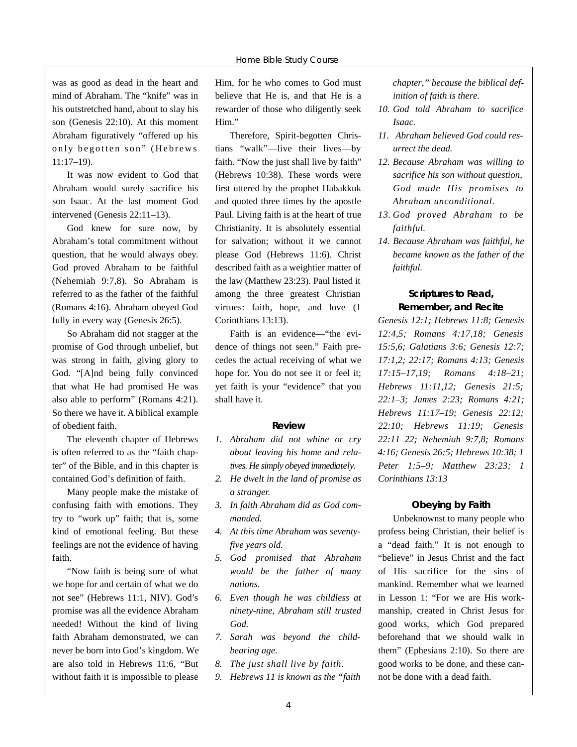was as good as dead in the heart and mind of Abraham. The "knife" was in his outstretched hand, about to slay his son (Genesis 22:10). At this moment Abraham figuratively "offered up his only begotten son" (Hebrews 11:17–19).

It was now evident to God that Abraham would surely sacrifice his son Isaac. At the last moment God intervened (Genesis 22:11–13).

God knew for sure now, by Abraham's total commitment without question, that he would always obey. God proved Abraham to be faithful (Nehemiah 9:7,8). So Abraham is referred to as the father of the faithful (Romans 4:16). Abraham obeyed God fully in every way (Genesis 26:5).

So Abraham did not stagger at the promise of God through unbelief, but was strong in faith, giving glory to God. "[A]nd being fully convinced that what He had promised He was also able to perform" (Romans 4:21). So there we have it. A biblical example of obedient faith.

The eleventh chapter of Hebrews is often referred to as the "faith chapter" of the Bible, and in this chapter is contained God's definition of faith.

Many people make the mistake of confusing faith with emotions. They try to "work up" faith; that is, some kind of emotional feeling. But these feelings are not the evidence of having faith.

"Now faith is being sure of what we hope for and certain of what we do not see" (Hebrews 11:1, NIV). God's promise was all the evidence Abraham needed! Without the kind of living faith Abraham demonstrated, we can never be born into God's kingdom. We are also told in Hebrews 11:6, "But without faith it is impossible to please Him, for he who comes to God must believe that He is, and that He is a rewarder of those who diligently seek Him."

Therefore, Spirit-begotten Christians "walk"—live their lives—by faith. "Now the just shall live by faith" (Hebrews 10:38). These words were first uttered by the prophet Habakkuk and quoted three times by the apostle Paul. Living faith is at the heart of true Christianity. It is absolutely essential for salvation; without it we cannot please God (Hebrews 11:6). Christ described faith as a weightier matter of the law (Matthew 23:23). Paul listed it among the three greatest Christian virtues: faith, hope, and love (1 Corinthians 13:13).

Faith is an evidence—"the evidence of things not seen." Faith precedes the actual receiving of what we hope for. You do not see it or feel it; yet faith is your "evidence" that you shall have it.

### Review

1. *Abraham did not whine or cry about leaving his home and relatives. He simply obeyed immediately.*
2. *He dwelt in the land of promise as a stranger.*
3. *In faith Abraham did as God commanded.*
4. *At this time Abraham was seventy-five years old.*
5. *God promised that Abraham would be the father of many nations.*
6. *Even though he was childless at ninety-nine, Abraham still trusted God.*
7. *Sarah was beyond the child-bearing age.*
8. *The just shall live by faith.*
9. *Hebrews 11 is known as the "faith chapter," because the biblical definition of faith is there.*
10. *God told Abraham to sacrifice Isaac.*
11. *Abraham believed God could resurrect the dead.*
12. *Because Abraham was willing to sacrifice his son without question, God made His promises to Abraham unconditional.*
13. *God proved Abraham to be faithful.*
14. *Because Abraham was faithful, he became known as the father of the faithful.*

### Scriptures to Read, Remember, and Recite

*Genesis 12:1; Hebrews 11:8; Genesis 12:4,5; Romans 4:17,18; Genesis 15:5,6; Galatians 3:6; Genesis 12:7; 17:1,2; 22:17; Romans 4:13; Genesis 17:15–17,19; Romans 4:18–21; Hebrews 11:11,12; Genesis 21:5; 22:1–3; James 2:23; Romans 4:21; Hebrews 11:17–19; Genesis 22:12; 22:10; Hebrews 11:19; Genesis 22:11–22; Nehemiah 9:7,8; Romans 4:16; Genesis 26:5; Hebrews 10:38; 1 Peter 1:5–9; Matthew 23:23; 1 Corinthians 13:13*

### Obeying by Faith

Unbeknownst to many people who profess being Christian, their belief is a "dead faith." It is not enough to "believe" in Jesus Christ and the fact of His sacrifice for the sins of mankind. Remember what we learned in Lesson 1: "For we are His workmanship, created in Christ Jesus for good works, which God prepared beforehand that we should walk in them" (Ephesians 2:10). So there are good works to be done, and these cannot be done with a dead faith.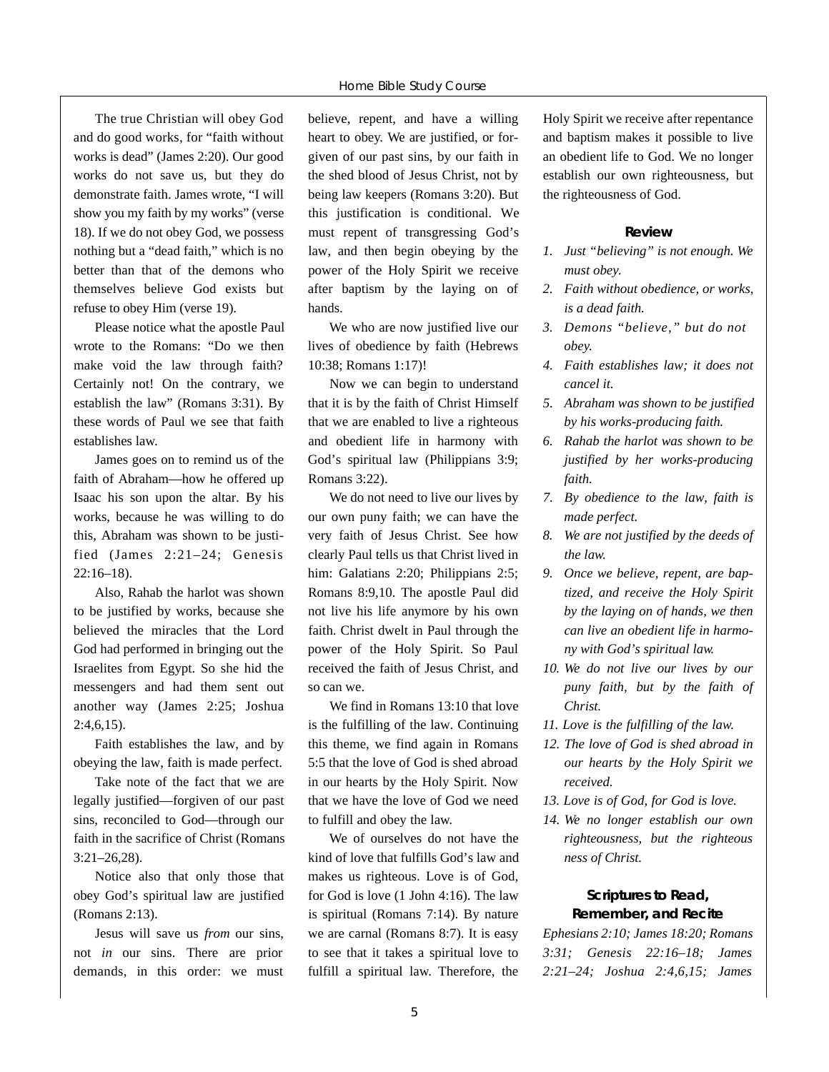The true Christian will obey God and do good works, for "faith without works is dead" (James 2:20). Our good works do not save us, but they do demonstrate faith. James wrote, "I will show you my faith by my works" (verse 18). If we do not obey God, we possess nothing but a "dead faith," which is no better than that of the demons who themselves believe God exists but refuse to obey Him (verse 19).

Please notice what the apostle Paul wrote to the Romans: "Do we then make void the law through faith? Certainly not! On the contrary, we establish the law" (Romans 3:31). By these words of Paul we see that faith establishes law.

James goes on to remind us of the faith of Abraham—how he offered up Isaac his son upon the altar. By his works, because he was willing to do this, Abraham was shown to be justified (James 2:21–24; Genesis 22:16–18).

Also, Rahab the harlot was shown to be justified by works, because she believed the miracles that the Lord God had performed in bringing out the Israelites from Egypt. So she hid the messengers and had them sent out another way (James 2:25; Joshua 2:4,6,15).

Faith establishes the law, and by obeying the law, faith is made perfect.

Take note of the fact that we are legally justified—forgiven of our past sins, reconciled to God—through our faith in the sacrifice of Christ (Romans 3:21–26,28).

Notice also that only those that obey God's spiritual law are justified (Romans 2:13).

Jesus will save us *from* our sins, not *in* our sins. There are prior demands, in this order: we must believe, repent, and have a willing heart to obey. We are justified, or forgiven of our past sins, by our faith in the shed blood of Jesus Christ, not by being law keepers (Romans 3:20). But this justification is conditional. We must repent of transgressing God's law, and then begin obeying by the power of the Holy Spirit we receive after baptism by the laying on of hands.

We who are now justified live our lives of obedience by faith (Hebrews 10:38; Romans 1:17)!

Now we can begin to understand that it is by the faith of Christ Himself that we are enabled to live a righteous and obedient life in harmony with God's spiritual law (Philippians 3:9; Romans 3:22).

We do not need to live our lives by our own puny faith; we can have the very faith of Jesus Christ. See how clearly Paul tells us that Christ lived in him: Galatians 2:20; Philippians 2:5; Romans 8:9,10. The apostle Paul did not live his life anymore by his own faith. Christ dwelt in Paul through the power of the Holy Spirit. So Paul received the faith of Jesus Christ, and so can we.

We find in Romans 13:10 that love is the fulfilling of the law. Continuing this theme, we find again in Romans 5:5 that the love of God is shed abroad in our hearts by the Holy Spirit. Now that we have the love of God we need to fulfill and obey the law.

We of ourselves do not have the kind of love that fulfills God's law and makes us righteous. Love is of God, for God is love (1 John 4:16). The law is spiritual (Romans 7:14). By nature we are carnal (Romans 8:7). It is easy to see that it takes a spiritual love to fulfill a spiritual law. Therefore, the Holy Spirit we receive after repentance and baptism makes it possible to live an obedient life to God. We no longer establish our own righteousness, but the righteousness of God.

### Review

1. *Just "believing" is not enough. We must obey.*
2. *Faith without obedience, or works, is a dead faith.*
3. *Demons "believe," but do not obey.*
4. *Faith establishes law; it does not cancel it.*
5. *Abraham was shown to be justified by his works-producing faith.*
6. *Rahab the harlot was shown to be justified by her works-producing faith.*
7. *By obedience to the law, faith is made perfect.*
8. *We are not justified by the deeds of the law.*
9. *Once we believe, repent, are baptized, and receive the Holy Spirit by the laying on of hands, we then can live an obedient life in harmony with God's spiritual law.*
10. *We do not live our lives by our puny faith, but by the faith of Christ.*
11. *Love is the fulfilling of the law.*
12. *The love of God is shed abroad in our hearts by the Holy Spirit we received.*
13. *Love is of God, for God is love.*
14. *We no longer establish our own righteousness, but the righteous ness of Christ.*

### Scriptures to Read, Remember, and Recite

*Ephesians 2:10; James 18:20; Romans 3:31; Genesis 22:16–18; James 2:21–24; Joshua 2:4,6,15; James*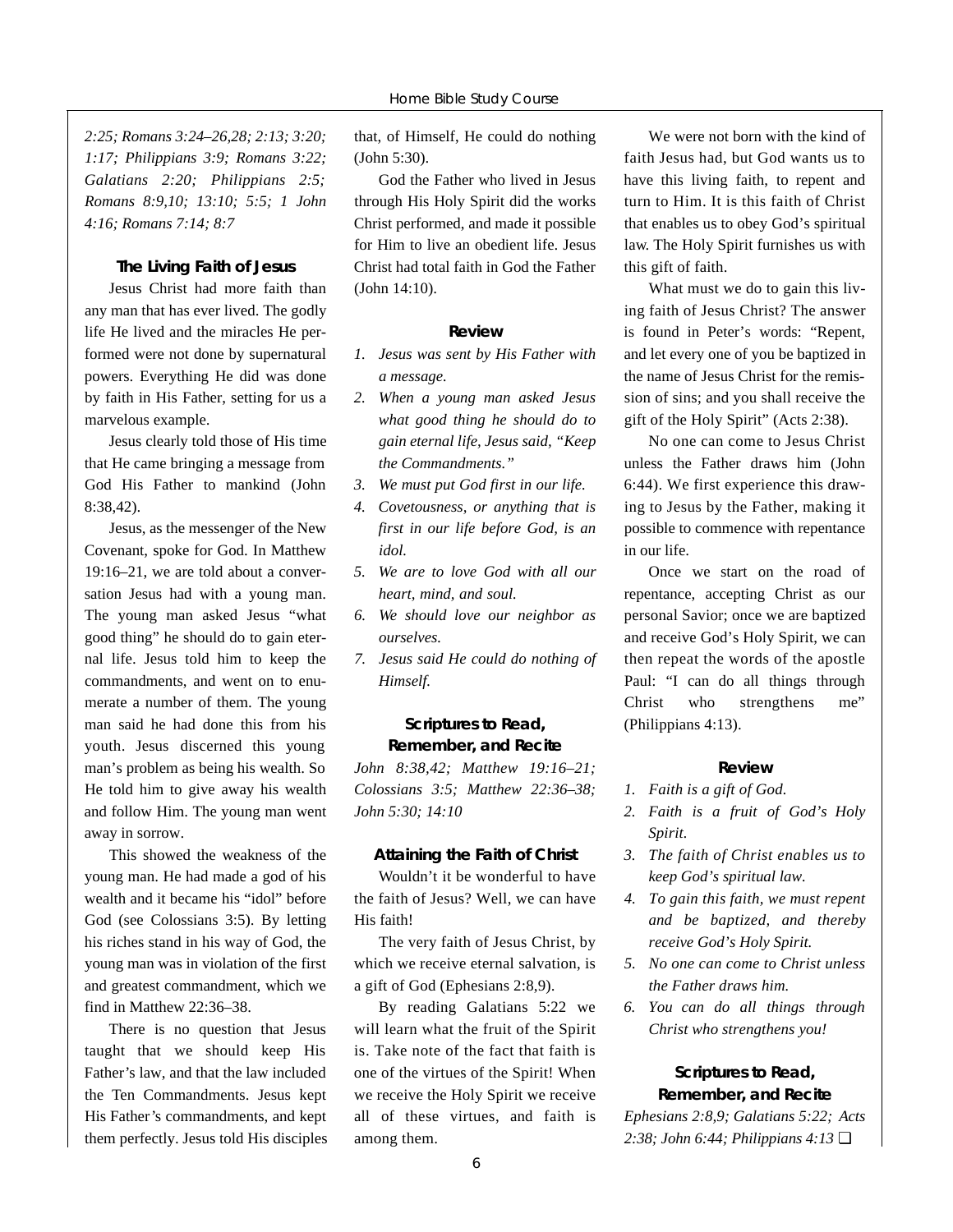*2:25; Romans 3:24–26,28; 2:13; 3:20; 1:17; Philippians 3:9; Romans 3:22; Galatians 2:20; Philippians 2:5; Romans 8:9,10; 13:10; 5:5; 1 John 4:16; Romans 7:14; 8:7*

### The Living Faith of Jesus

Jesus Christ had more faith than any man that has ever lived. The godly life He lived and the miracles He performed were not done by supernatural powers. Everything He did was done by faith in His Father, setting for us a marvelous example.

Jesus clearly told those of His time that He came bringing a message from God His Father to mankind (John 8:38,42).

Jesus, as the messenger of the New Covenant, spoke for God. In Matthew 19:16–21, we are told about a conversation Jesus had with a young man. The young man asked Jesus "what good thing" he should do to gain eternal life. Jesus told him to keep the commandments, and went on to enumerate a number of them. The young man said he had done this from his youth. Jesus discerned this young man's problem as being his wealth. So He told him to give away his wealth and follow Him. The young man went away in sorrow.

This showed the weakness of the young man. He had made a god of his wealth and it became his "idol" before God (see Colossians 3:5). By letting his riches stand in his way of God, the young man was in violation of the first and greatest commandment, which we find in Matthew 22:36–38.

There is no question that Jesus taught that we should keep His Father's law, and that the law included the Ten Commandments. Jesus kept His Father's commandments, and kept them perfectly. Jesus told His disciples that, of Himself, He could do nothing (John 5:30).

God the Father who lived in Jesus through His Holy Spirit did the works Christ performed, and made it possible for Him to live an obedient life. Jesus Christ had total faith in God the Father (John 14:10).

#### Review

1. *Jesus was sent by His Father with a message.*
2. *When a young man asked Jesus what good thing he should do to gain eternal life, Jesus said, "Keep the Commandments."*
3. *We must put God first in our life.*
4. *Covetousness, or anything that is first in our life before God, is an idol.*
5. *We are to love God with all our heart, mind, and soul.*
6. *We should love our neighbor as ourselves.*
7. *Jesus said He could do nothing of Himself.*

#### Scriptures to Read, Remember, and Recite

*John 8:38,42; Matthew 19:16–21; Colossians 3:5; Matthew 22:36–38; John 5:30; 14:10*

### Attaining the Faith of Christ

Wouldn't it be wonderful to have the faith of Jesus? Well, we can have His faith!

The very faith of Jesus Christ, by which we receive eternal salvation, is a gift of God (Ephesians 2:8,9).

By reading Galatians 5:22 we will learn what the fruit of the Spirit is. Take note of the fact that faith is one of the virtues of the Spirit! When we receive the Holy Spirit we receive all of these virtues, and faith is among them.

We were not born with the kind of faith Jesus had, but God wants us to have this living faith, to repent and turn to Him. It is this faith of Christ that enables us to obey God's spiritual law. The Holy Spirit furnishes us with this gift of faith.

What must we do to gain this living faith of Jesus Christ? The answer is found in Peter's words: "Repent, and let every one of you be baptized in the name of Jesus Christ for the remission of sins; and you shall receive the gift of the Holy Spirit" (Acts 2:38).

No one can come to Jesus Christ unless the Father draws him (John 6:44). We first experience this drawing to Jesus by the Father, making it possible to commence with repentance in our life.

Once we start on the road of repentance, accepting Christ as our personal Savior; once we are baptized and receive God's Holy Spirit, we can then repeat the words of the apostle Paul: "I can do all things through Christ who strengthens me" (Philippians 4:13).

#### Review

1. *Faith is a gift of God.*
2. *Faith is a fruit of God's Holy Spirit.*
3. *The faith of Christ enables us to keep God's spiritual law.*
4. *To gain this faith, we must repent and be baptized, and thereby receive God's Holy Spirit.*
5. *No one can come to Christ unless the Father draws him.*
6. *You can do all things through Christ who strengthens you!*

#### Scriptures to Read, Remember, and Recite

*Ephesians 2:8,9; Galatians 5:22; Acts 2:38; John 6:44; Philippians 4:13* ❑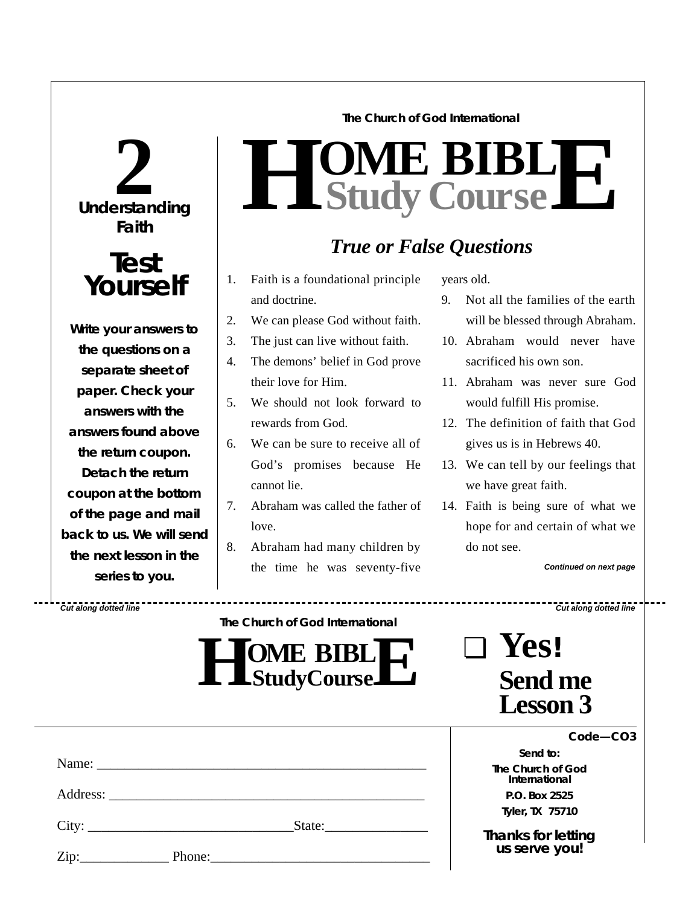**The Church of God International**

# HOME BIBLE Study Course

**2**

**Understanding Faith**

## Test Yourself

**Write your answers to the questions on a separate sheet of paper. Check your answers with the answers found above the return coupon. Detach the return coupon at the bottom of the page and mail back to us. We will send the next lesson in the series to you.**

## *True or False Questions*

1. Faith is a foundational principle and doctrine.
2. We can please God without faith.
3. The just can live without faith.
4. The demons' belief in God prove their love for Him.
5. We should not look forward to rewards from God.
6. We can be sure to receive all of God's promises because He cannot lie.
7. Abraham was called the father of love.
8. Abraham had many children by the time he was seventy-five years old.
9. Not all the families of the earth will be blessed through Abraham.
10. Abraham would never have sacrificed his own son.
11. Abraham was never sure God would fulfill His promise.
12. The definition of faith that God gives us is in Hebrews 40.
13. We can tell by our feelings that we have great faith.
14. Faith is being sure of what we hope for and certain of what we do not see.

***Continued on next page***

*Cut along dotted line* *Cut along dotted line*

---

**The Church of God International**

**HOME BIBLE StudyCourse**

❑ **Yes! Send me Lesson 3**

Name: ______________________________________________

Address: ____________________________________________

City: ____________________________State:______________

Zip:_____________ Phone:_________________________________

**Code—CO3**

**Send to:**
**The Church of God International**
**P.O. Box 2525**
**Tyler, TX 75710**

**Thanks for letting us serve you!**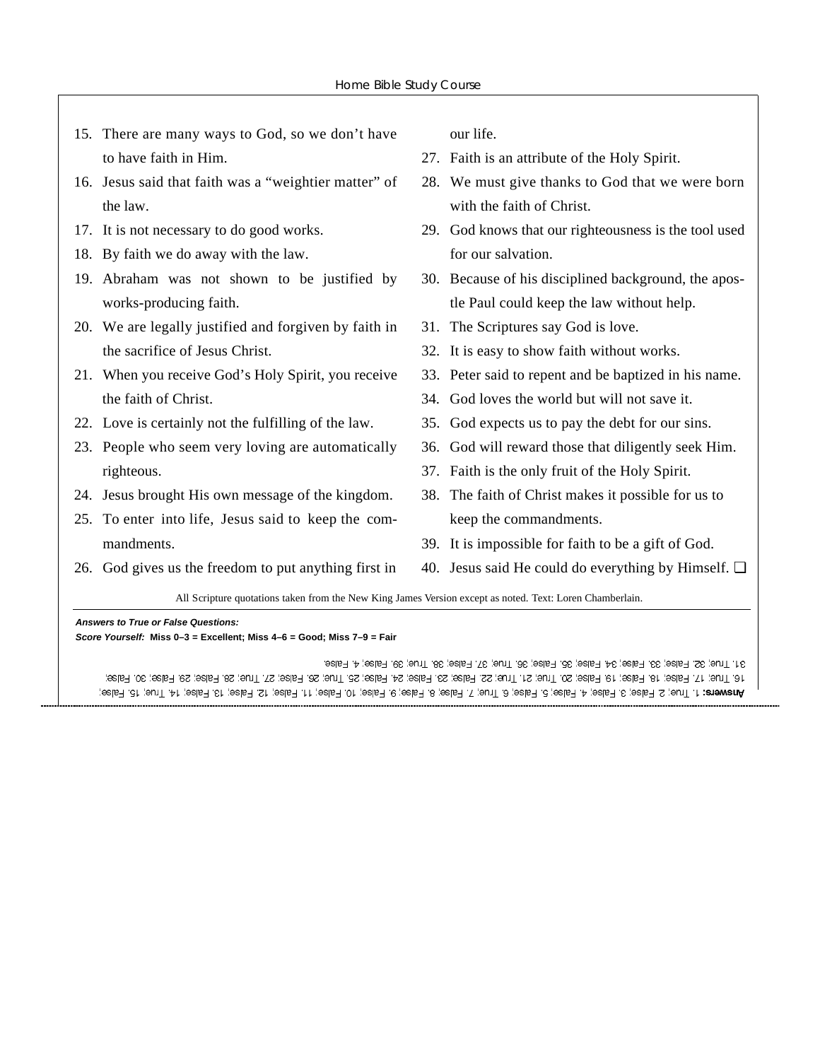15. There are many ways to God, so we don't have to have faith in Him.
16. Jesus said that faith was a "weightier matter" of the law.
17. It is not necessary to do good works.
18. By faith we do away with the law.
19. Abraham was not shown to be justified by works-producing faith.
20. We are legally justified and forgiven by faith in the sacrifice of Jesus Christ.
21. When you receive God's Holy Spirit, you receive the faith of Christ.
22. Love is certainly not the fulfilling of the law.
23. People who seem very loving are automatically righteous.
24. Jesus brought His own message of the kingdom.
25. To enter into life, Jesus said to keep the commandments.
26. God gives us the freedom to put anything first in our life.
27. Faith is an attribute of the Holy Spirit.
28. We must give thanks to God that we were born with the faith of Christ.
29. God knows that our righteousness is the tool used for our salvation.
30. Because of his disciplined background, the apostle Paul could keep the law without help.
31. The Scriptures say God is love.
32. It is easy to show faith without works.
33. Peter said to repent and be baptized in his name.
34. God loves the world but will not save it.
35. God expects us to pay the debt for our sins.
36. God will reward those that diligently seek Him.
37. Faith is the only fruit of the Holy Spirit.
38. The faith of Christ makes it possible for us to keep the commandments.
39. It is impossible for faith to be a gift of God.
40. Jesus said He could do everything by Himself. ❑

All Scripture quotations taken from the New King James Version except as noted. Text: Loren Chamberlain.

***Answers to True or False Questions:***

***Score Yourself:*** **Miss 0–3 = Excellent; Miss 4–6 = Good; Miss 7–9 = Fair**

**Answers:** 1. True; 2. False; 3. False; 4. False; 5. False; 6. True; 7. False; 8. False; 9. False; 10. False; 11. False; 12. False; 13. False; 14. True; 15. False; 16. True; 17. False; 18. False; 19. False; 20. True; 21. True; 22. False; 23. False; 24. False; 25. True; 26. False; 27. True; 28. False; 29. False; 30. False; 31. True; 32. False; 33. False; 34. False; 35. False; 36. True; 37. False; 38. True; 39. False; 4. False.